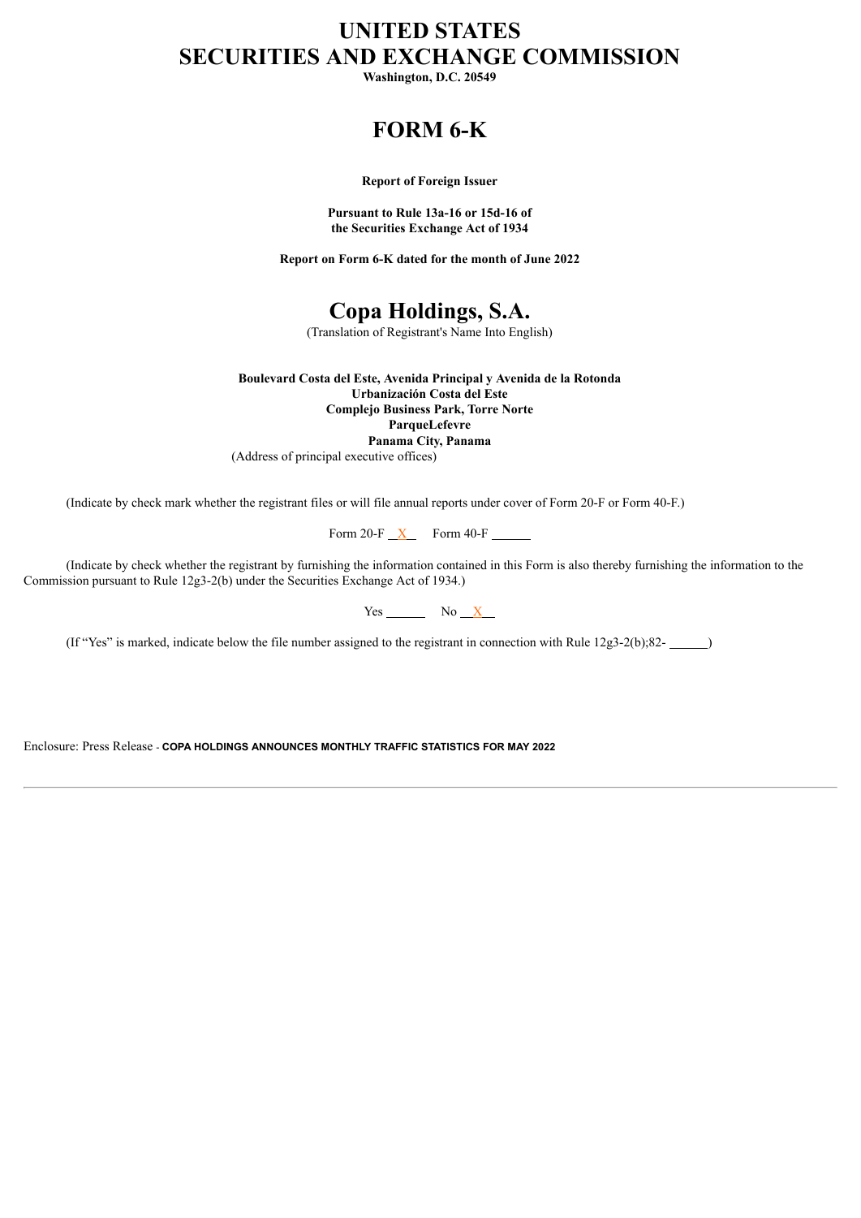# UNITED STATES
# SECURITIES AND EXCHANGE COMMISSION

**Washington, D.C. 20549**

# FORM 6-K

**Report of Foreign Issuer**

**Pursuant to Rule 13a-16 or 15d-16 of**
**the Securities Exchange Act of 1934**

**Report on Form 6-K dated for the month of June 2022**

# Copa Holdings, S.A.

(Translation of Registrant's Name Into English)

**Boulevard Costa del Este, Avenida Principal y Avenida de la Rotonda**
**Urbanización Costa del Este**
**Complejo Business Park, Torre Norte**
**ParqueLefevre**
**Panama City, Panama**
(Address of principal executive offices)

(Indicate by check mark whether the registrant files or will file annual reports under cover of Form 20-F or Form 40-F.)

Form 20-F __X__ Form 40-F ______

(Indicate by check whether the registrant by furnishing the information contained in this Form is also thereby furnishing the information to the Commission pursuant to Rule 12g3-2(b) under the Securities Exchange Act of 1934.)

Yes ______ No __X__

(If "Yes" is marked, indicate below the file number assigned to the registrant in connection with Rule 12g3-2(b);82- ______)

Enclosure: Press Release - **COPA HOLDINGS ANNOUNCES MONTHLY TRAFFIC STATISTICS FOR MAY 2022**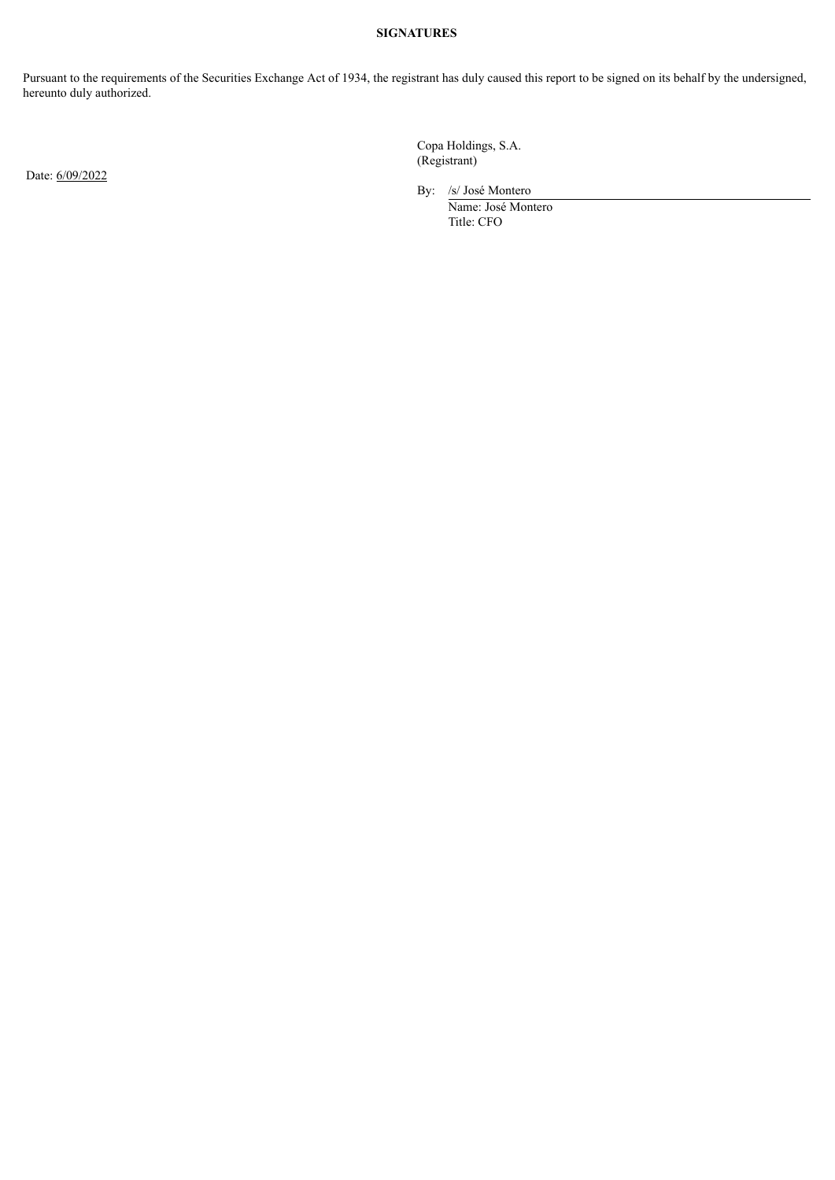**SIGNATURES**

Pursuant to the requirements of the Securities Exchange Act of 1934, the registrant has duly caused this report to be signed on its behalf by the undersigned, hereunto duly authorized.

Copa Holdings, S.A.
(Registrant)

Date: 6/09/2022

By: /s/ José Montero
Name: José Montero
Title: CFO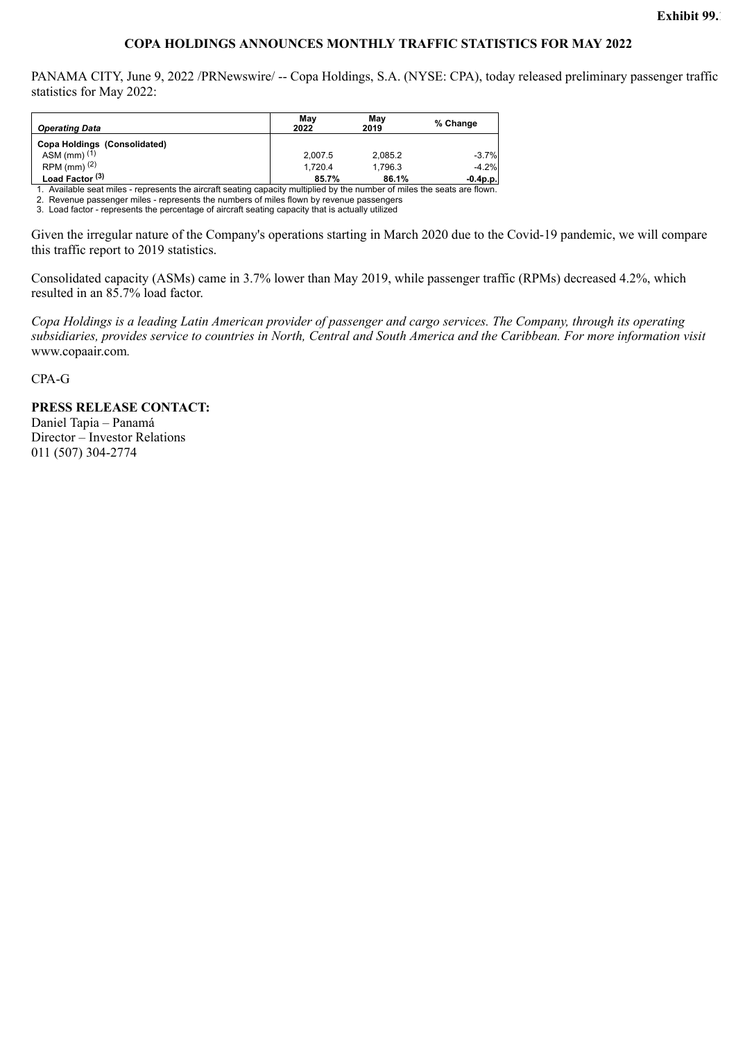Exhibit 99.1

**COPA HOLDINGS ANNOUNCES MONTHLY TRAFFIC STATISTICS FOR MAY 2022**

PANAMA CITY, June 9, 2022 /PRNewswire/ -- Copa Holdings, S.A. (NYSE: CPA), today released preliminary passenger traffic statistics for May 2022:

| *Operating Data* | May 2022 | May 2019 | % Change |
|---|---|---|---|
| **Copa Holdings (Consolidated)** | | | |
| ASM (mm) [(1)] | 2,007.5 | 2,085.2 | -3.7% |
| RPM (mm) [(2)] | 1,720.4 | 1,796.3 | -4.2% |
| **Load Factor [(3)]** | **85.7%** | **86.1%** | **-0.4p.p.** |

1. Available seat miles - represents the aircraft seating capacity multiplied by the number of miles the seats are flown.
2. Revenue passenger miles - represents the numbers of miles flown by revenue passengers
3. Load factor - represents the percentage of aircraft seating capacity that is actually utilized

Given the irregular nature of the Company's operations starting in March 2020 due to the Covid-19 pandemic, we will compare this traffic report to 2019 statistics.

Consolidated capacity (ASMs) came in 3.7% lower than May 2019, while passenger traffic (RPMs) decreased 4.2%, which resulted in an 85.7% load factor.

*Copa Holdings is a leading Latin American provider of passenger and cargo services. The Company, through its operating subsidiaries, provides service to countries in North, Central and South America and the Caribbean. For more information visit* www.copaair.com.

CPA-G

**PRESS RELEASE CONTACT:**
Daniel Tapia – Panamá
Director – Investor Relations
011 (507) 304-2774